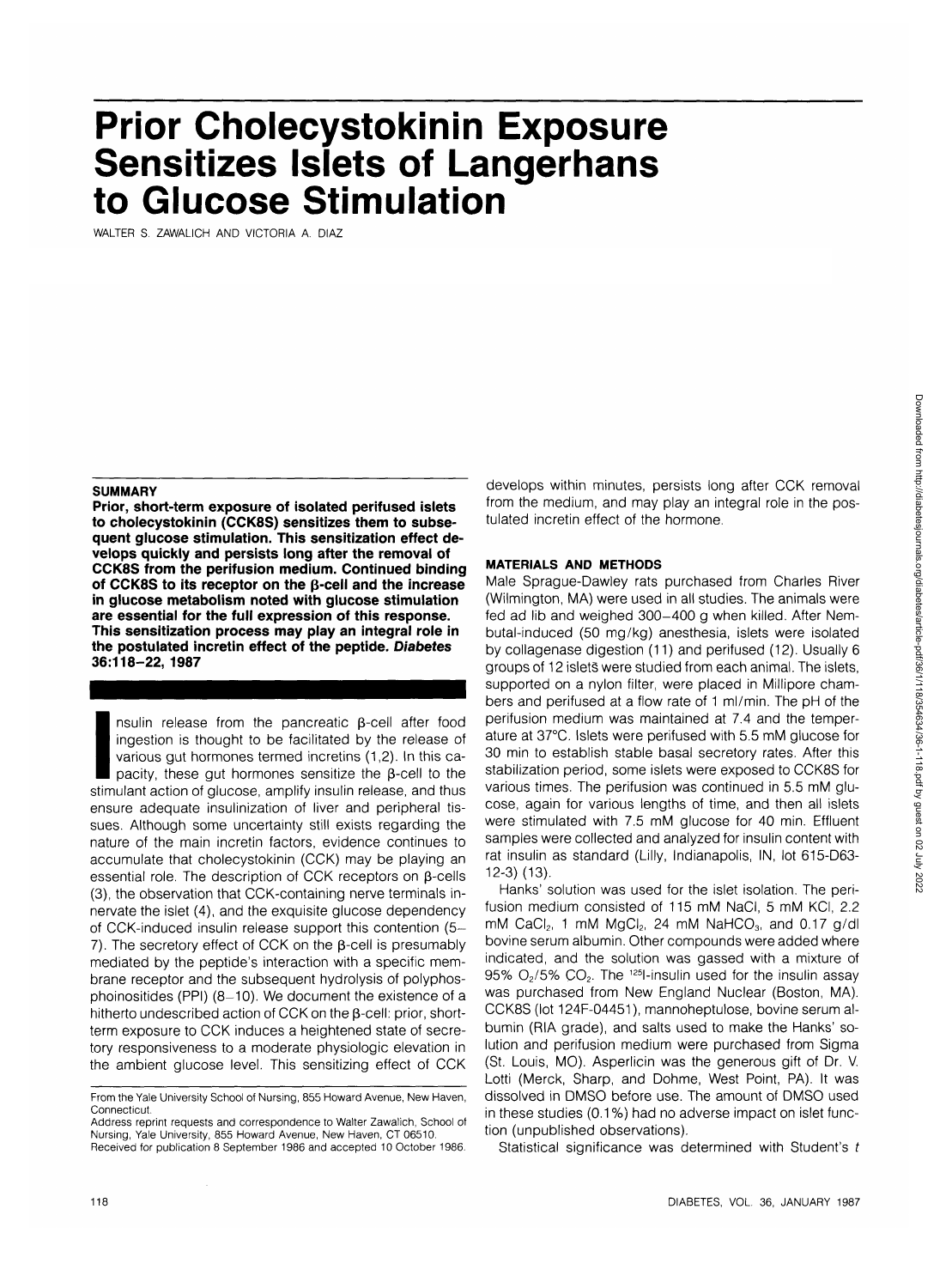# Prior Cholecystokinin Exposure Sensitizes Islets of Langerhans to Glucose Stimulation

WALTER S. ZAWALICH AND VICTORIA A. DIAZ

## SUMMARY

**Prior, short-term exposure of isolated perifused islets to cholecystokinin (CCK8S) sensitizes them to subsequent glucose stimulation. This sensitization effect develops quickly and persists long after the removal of CCK8S from the perifusion medium. Continued binding of CCK8S to its receptor on the β-cell and the increase in glucose metabolism noted with glucose stimulation are essential for the full expression of this response. This sensitization process may play an integral role in the postulated incretin effect of the peptide. *Diabetes* 36:118–22, 1987**

Insulin release from the pancreatic β-cell after food ingestion is thought to be facilitated by the release of various gut hormones termed incretins (1,2). In this capacity, these gut hormones sensitize the β-cell to the stimulant action of glucose, amplify insulin release, and thus ensure adequate insulinization of liver and peripheral tissues. Although some uncertainty still exists regarding the nature of the main incretin factors, evidence continues to accumulate that cholecystokinin (CCK) may be playing an essential role. The description of CCK receptors on β-cells (3), the observation that CCK-containing nerve terminals innervate the islet (4), and the exquisite glucose dependency of CCK-induced insulin release support this contention (5–7). The secretory effect of CCK on the β-cell is presumably mediated by the peptide's interaction with a specific membrane receptor and the subsequent hydrolysis of polyphosphoinositides (PPI) (8–10). We document the existence of a hitherto undescribed action of CCK on the β-cell: prior, short-term exposure to CCK induces a heightened state of secretory responsiveness to a moderate physiologic elevation in the ambient glucose level. This sensitizing effect of CCK develops within minutes, persists long after CCK removal from the medium, and may play an integral role in the postulated incretin effect of the hormone.

From the Yale University School of Nursing, 855 Howard Avenue, New Haven, Connecticut.

Address reprint requests and correspondence to Walter Zawalich, School of Nursing, Yale University, 855 Howard Avenue, New Haven, CT 06510.

Received for publication 8 September 1986 and accepted 10 October 1986.

## MATERIALS AND METHODS

Male Sprague-Dawley rats purchased from Charles River (Wilmington, MA) were used in all studies. The animals were fed ad lib and weighed 300–400 g when killed. After Nembutal-induced (50 mg/kg) anesthesia, islets were isolated by collagenase digestion (11) and perifused (12). Usually 6 groups of 12 islets were studied from each animal. The islets, supported on a nylon filter, were placed in Millipore chambers and perifused at a flow rate of 1 ml/min. The pH of the perifusion medium was maintained at 7.4 and the temperature at 37°C. Islets were perifused with 5.5 mM glucose for 30 min to establish stable basal secretory rates. After this stabilization period, some islets were exposed to CCK8S for various times. The perifusion was continued in 5.5 mM glucose, again for various lengths of time, and then all islets were stimulated with 7.5 mM glucose for 40 min. Effluent samples were collected and analyzed for insulin content with rat insulin as standard (Lilly, Indianapolis, IN, lot 615-D63-12-3) (13).

Hanks' solution was used for the islet isolation. The perifusion medium consisted of 115 mM NaCl, 5 mM KCl, 2.2 mM $CaCl_2$, 1 mM $MgCl_2$, 24 mM $NaHCO_3$, and 0.17 g/dl bovine serum albumin. Other compounds were added where indicated, and the solution was gassed with a mixture of 95% $O_2$/5% $CO_2$. The $^{125}$I-insulin used for the insulin assay was purchased from New England Nuclear (Boston, MA). CCK8S (lot 124F-04451), mannoheptulose, bovine serum albumin (RIA grade), and salts used to make the Hanks' solution and perifusion medium were purchased from Sigma (St. Louis, MO). Asperlicin was the generous gift of Dr. V. Lotti (Merck, Sharp, and Dohme, West Point, PA). It was dissolved in DMSO before use. The amount of DMSO used in these studies (0.1%) had no adverse impact on islet function (unpublished observations).

Statistical significance was determined with Student's *t*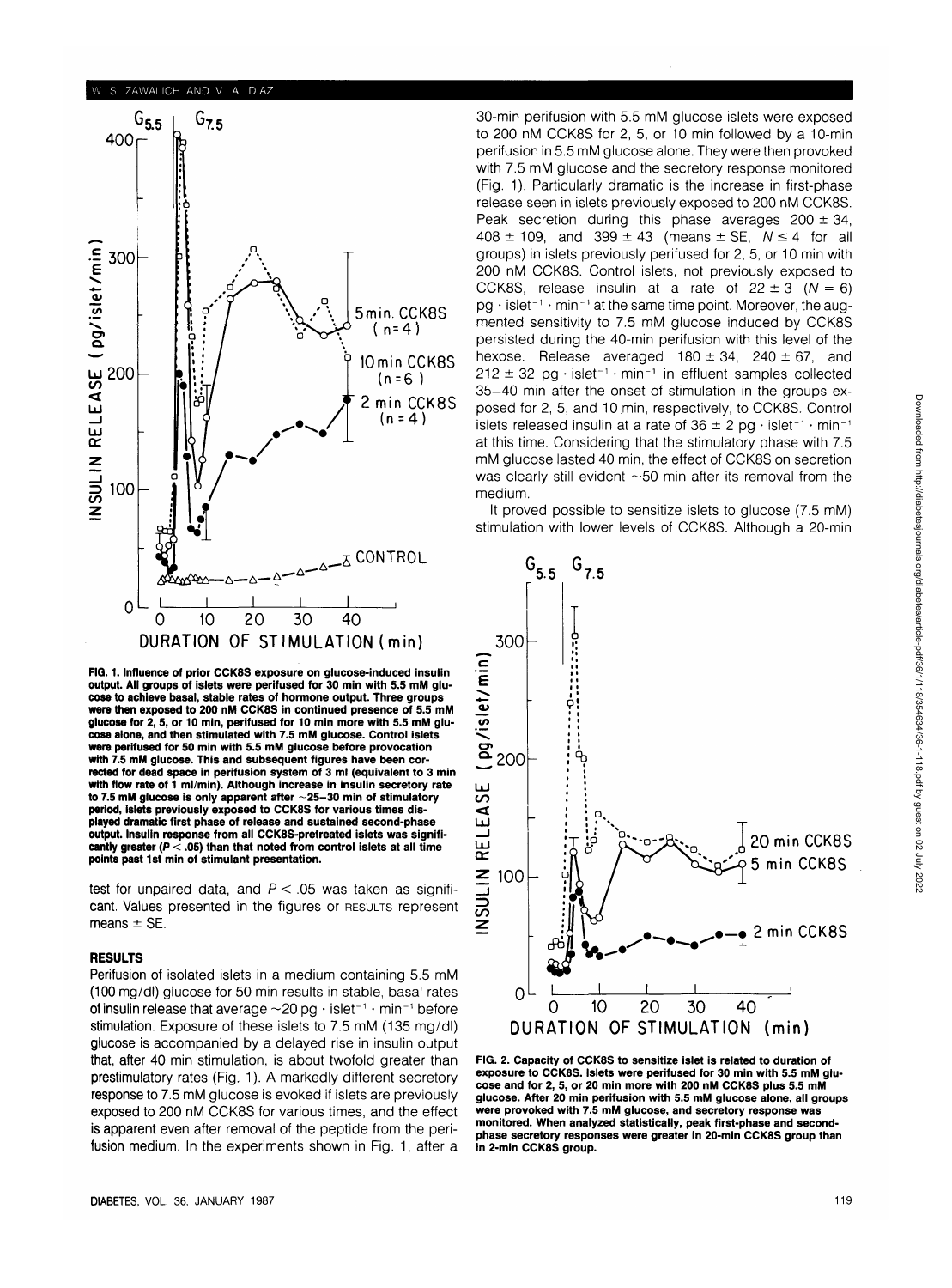FIG. 1. Influence of prior CCK8S exposure on glucose-induced insulin output. All groups of islets were perifused for 30 min with 5.5 mM glucose to achieve basal, stable rates of hormone output. Three groups were then exposed to 200 nM CCK8S in continued presence of 5.5 mM glucose for 2, 5, or 10 min, perifused for 10 min more with 5.5 mM glucose alone, and then stimulated with 7.5 mM glucose. Control islets were perifused for 50 min with 5.5 mM glucose before provocation with 7.5 mM glucose. This and subsequent figures have been corrected for dead space in perifusion system of 3 ml (equivalent to 3 min with flow rate of 1 ml/min). Although increase in insulin secretory rate to 7.5 mM glucose is only apparent after ~25–30 min of stimulatory period, islets previously exposed to CCK8S for various times displayed dramatic first phase of release and sustained second-phase output. Insulin response from all CCK8S-pretreated islets was significantly greater ($P < .05$) than that noted from control islets at all time points past 1st min of stimulant presentation.

test for unpaired data, and $P < .05$ was taken as significant. Values presented in the figures or RESULTS represent means ± SE.

## RESULTS

Perifusion of isolated islets in a medium containing 5.5 mM (100 mg/dl) glucose for 50 min results in stable, basal rates of insulin release that average ~20 pg · islet$^{-1}$ · min$^{-1}$ before stimulation. Exposure of these islets to 7.5 mM (135 mg/dl) glucose is accompanied by a delayed rise in insulin output that, after 40 min stimulation, is about twofold greater than prestimulatory rates (Fig. 1). A markedly different secretory response to 7.5 mM glucose is evoked if islets are previously exposed to 200 nM CCK8S for various times, and the effect is apparent even after removal of the peptide from the perifusion medium. In the experiments shown in Fig. 1, after a 30-min perifusion with 5.5 mM glucose islets were exposed to 200 nM CCK8S for 2, 5, or 10 min followed by a 10-min perifusion in 5.5 mM glucose alone. They were then provoked with 7.5 mM glucose and the secretory response monitored (Fig. 1). Particularly dramatic is the increase in first-phase release seen in islets previously exposed to 200 nM CCK8S. Peak secretion during this phase averages 200 ± 34, 408 ± 109, and 399 ± 43 (means ± SE, $N \leq 4$ for all groups) in islets previously perifused for 2, 5, or 10 min with 200 nM CCK8S. Control islets, not previously exposed to CCK8S, release insulin at a rate of 22 ± 3 ($N = 6$) pg · islet$^{-1}$ · min$^{-1}$ at the same time point. Moreover, the augmented sensitivity to 7.5 mM glucose induced by CCK8S persisted during the 40-min perifusion with this level of the hexose. Release averaged 180 ± 34, 240 ± 67, and 212 ± 32 pg · islet$^{-1}$ · min$^{-1}$ in effluent samples collected 35–40 min after the onset of stimulation in the groups exposed for 2, 5, and 10 min, respectively, to CCK8S. Control islets released insulin at a rate of 36 ± 2 pg · islet$^{-1}$ · min$^{-1}$ at this time. Considering that the stimulatory phase with 7.5 mM glucose lasted 40 min, the effect of CCK8S on secretion was clearly still evident ~50 min after its removal from the medium.

It proved possible to sensitize islets to glucose (7.5 mM) stimulation with lower levels of CCK8S. Although a 20-min

FIG. 2. Capacity of CCK8S to sensitize islet is related to duration of exposure to CCK8S. Islets were perifused for 30 min with 5.5 mM glucose and for 2, 5, or 20 min more with 200 nM CCK8S plus 5.5 mM glucose. After 20 min perifusion with 5.5 mM glucose alone, all groups were provoked with 7.5 mM glucose, and secretory response was monitored. When analyzed statistically, peak first-phase and second-phase secretory responses were greater in 20-min CCK8S group than in 2-min CCK8S group.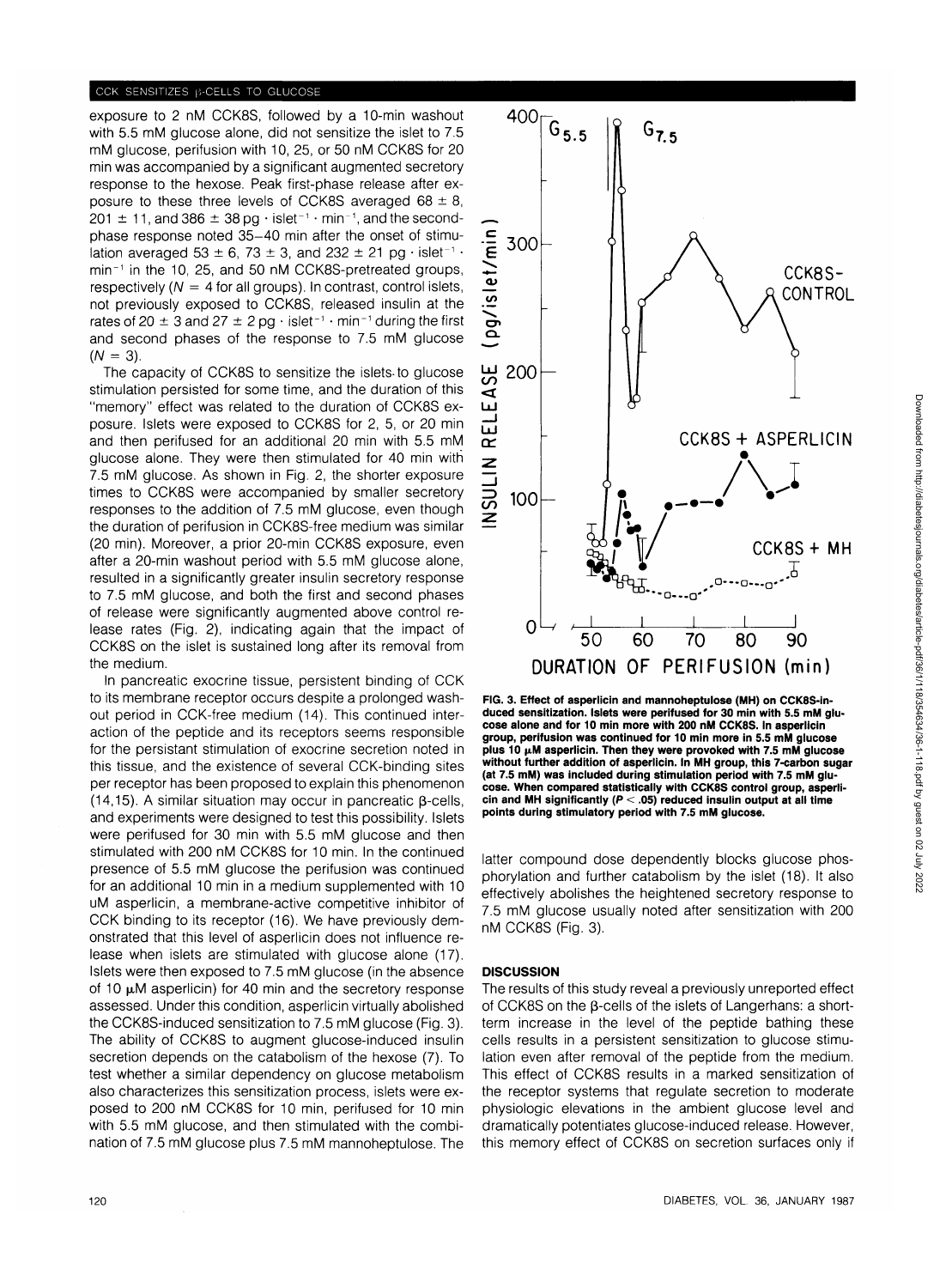exposure to 2 nM CCK8S, followed by a 10-min washout with 5.5 mM glucose alone, did not sensitize the islet to 7.5 mM glucose, perifusion with 10, 25, or 50 nM CCK8S for 20 min was accompanied by a significant augmented secretory response to the hexose. Peak first-phase release after exposure to these three levels of CCK8S averaged 68 ± 8, 201 ± 11, and 386 ± 38 pg · islet$^{-1}$ · min$^{-1}$, and the second-phase response noted 35–40 min after the onset of stimulation averaged 53 ± 6, 73 ± 3, and 232 ± 21 pg · islet$^{-1}$ · min$^{-1}$ in the 10, 25, and 50 nM CCK8S-pretreated groups, respectively ($N = 4$ for all groups). In contrast, control islets, not previously exposed to CCK8S, released insulin at the rates of 20 ± 3 and 27 ± 2 pg · islet$^{-1}$ · min$^{-1}$ during the first and second phases of the response to 7.5 mM glucose ($N = 3$).

The capacity of CCK8S to sensitize the islets to glucose stimulation persisted for some time, and the duration of this "memory" effect was related to the duration of CCK8S exposure. Islets were exposed to CCK8S for 2, 5, or 20 min and then perifused for an additional 20 min with 5.5 mM glucose alone. They were then stimulated for 40 min with 7.5 mM glucose. As shown in Fig. 2, the shorter exposure times to CCK8S were accompanied by smaller secretory responses to the addition of 7.5 mM glucose, even though the duration of perifusion in CCK8S-free medium was similar (20 min). Moreover, a prior 20-min CCK8S exposure, even after a 20-min washout period with 5.5 mM glucose alone, resulted in a significantly greater insulin secretory response to 7.5 mM glucose, and both the first and second phases of release were significantly augmented above control release rates (Fig. 2), indicating again that the impact of CCK8S on the islet is sustained long after its removal from the medium.

In pancreatic exocrine tissue, persistent binding of CCK to its membrane receptor occurs despite a prolonged washout period in CCK-free medium (14). This continued interaction of the peptide and its receptors seems responsible for the persistant stimulation of exocrine secretion noted in this tissue, and the existence of several CCK-binding sites per receptor has been proposed to explain this phenomenon (14,15). A similar situation may occur in pancreatic β-cells, and experiments were designed to test this possibility. Islets were perifused for 30 min with 5.5 mM glucose and then stimulated with 200 nM CCK8S for 10 min. In the continued presence of 5.5 mM glucose the perifusion was continued for an additional 10 min in a medium supplemented with 10 uM asperlicin, a membrane-active competitive inhibitor of CCK binding to its receptor (16). We have previously demonstrated that this level of asperlicin does not influence release when islets are stimulated with glucose alone (17). Islets were then exposed to 7.5 mM glucose (in the absence of 10 μM asperlicin) for 40 min and the secretory response assessed. Under this condition, asperlicin virtually abolished the CCK8S-induced sensitization to 7.5 mM glucose (Fig. 3). The ability of CCK8S to augment glucose-induced insulin secretion depends on the catabolism of the hexose (7). To test whether a similar dependency on glucose metabolism also characterizes this sensitization process, islets were exposed to 200 nM CCK8S for 10 min, perifused for 10 min with 5.5 mM glucose, and then stimulated with the combination of 7.5 mM glucose plus 7.5 mM mannoheptulose. The latter compound dose dependently blocks glucose phosphorylation and further catabolism by the islet (18). It also effectively abolishes the heightened secretory response to 7.5 mM glucose usually noted after sensitization with 200 nM CCK8S (Fig. 3).

**FIG. 3. Effect of asperlicin and mannoheptulose (MH) on CCK8S-induced sensitization. Islets were perifused for 30 min with 5.5 mM glucose alone and for 10 min more with 200 nM CCK8S. In asperlicin group, perifusion was continued for 10 min more in 5.5 mM glucose plus 10 μM asperlicin. Then they were provoked with 7.5 mM glucose without further addition of asperlicin. In MH group, this 7-carbon sugar (at 7.5 mM) was included during stimulation period with 7.5 mM glucose. When compared statistically with CCK8S control group, asperlicin and MH significantly ($P < .05$) reduced insulin output at all time points during stimulatory period with 7.5 mM glucose.**

## DISCUSSION

The results of this study reveal a previously unreported effect of CCK8S on the β-cells of the islets of Langerhans: a short-term increase in the level of the peptide bathing these cells results in a persistent sensitization to glucose stimulation even after removal of the peptide from the medium. This effect of CCK8S results in a marked sensitization of the receptor systems that regulate secretion to moderate physiologic elevations in the ambient glucose level and dramatically potentiates glucose-induced release. However, this memory effect of CCK8S on secretion surfaces only if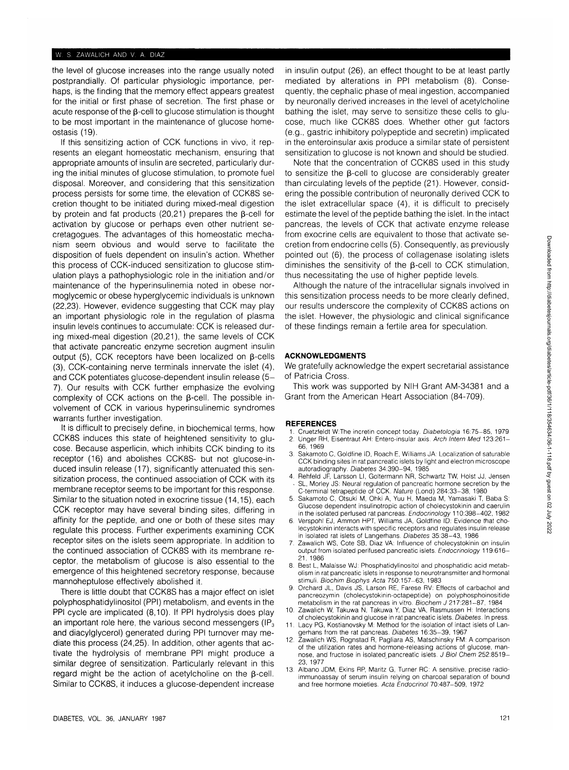the level of glucose increases into the range usually noted postprandially. Of particular physiologic importance, perhaps, is the finding that the memory effect appears greatest for the initial or first phase of secretion. The first phase or acute response of the β-cell to glucose stimulation is thought to be most important in the maintenance of glucose homeostasis (19).

If this sensitizing action of CCK functions in vivo, it represents an elegant homeostatic mechanism, ensuring that appropriate amounts of insulin are secreted, particularly during the initial minutes of glucose stimulation, to promote fuel disposal. Moreover, and considering that this sensitization process persists for some time, the elevation of CCK8S secretion thought to be initiated during mixed-meal digestion by protein and fat products (20,21) prepares the β-cell for activation by glucose or perhaps even other nutrient secretagogues. The advantages of this homeostatic mechanism seem obvious and would serve to facilitate the disposition of fuels dependent on insulin's action. Whether this process of CCK-induced sensitization to glucose stimulation plays a pathophysiologic role in the initiation and/or maintenance of the hyperinsulinemia noted in obese normoglycemic or obese hyperglycemic individuals is unknown (22,23). However, evidence suggesting that CCK may play an important physiologic role in the regulation of plasma insulin levels continues to accumulate: CCK is released during mixed-meal digestion (20,21), the same levels of CCK that activate pancreatic enzyme secretion augment insulin output (5), CCK receptors have been localized on β-cells (3), CCK-containing nerve terminals innervate the islet (4), and CCK potentiates glucose-dependent insulin release (5–7). Our results with CCK further emphasize the evolving complexity of CCK actions on the β-cell. The possible involvement of CCK in various hyperinsulinemic syndromes warrants further investigation.

It is difficult to precisely define, in biochemical terms, how CCK8S induces this state of heightened sensitivity to glucose. Because asperlicin, which inhibits CCK binding to its receptor (16) and abolishes CCK8S- but not glucose-induced insulin release (17), significantly attenuated this sensitization process, the continued association of CCK with its membrane receptor seems to be important for this response. Similar to the situation noted in exocrine tissue (14,15), each CCK receptor may have several binding sites, differing in affinity for the peptide, and one or both of these sites may regulate this process. Further experiments examining CCK receptor sites on the islets seem appropriate. In addition to the continued association of CCK8S with its membrane receptor, the metabolism of glucose is also essential to the emergence of this heightened secretory response, because mannoheptulose effectively abolished it.

There is little doubt that CCK8S has a major effect on islet polyphosphatidylinositol (PPI) metabolism, and events in the PPI cycle are implicated (8,10). If PPI hydrolysis does play an important role here, the various second messengers ($IP_3$ and diacylglycerol) generated during PPI turnover may mediate this process (24,25). In addition, other agents that activate the hydrolysis of membrane PPI might produce a similar degree of sensitization. Particularly relevant in this regard might be the action of acetylcholine on the β-cell. Similar to CCK8S, it induces a glucose-dependent increase in insulin output (26), an effect thought to be at least partly mediated by alterations in PPI metabolism (8). Consequently, the cephalic phase of meal ingestion, accompanied by neuronally derived increases in the level of acetylcholine bathing the islet, may serve to sensitize these cells to glucose, much like CCK8S does. Whether other gut factors (e.g., gastric inhibitory polypeptide and secretin) implicated in the enteroinsular axis produce a similar state of persistent sensitization to glucose is not known and should be studied.

Note that the concentration of CCK8S used in this study to sensitize the β-cell to glucose are considerably greater than circulating levels of the peptide (21). However, considering the possible contribution of neuronally derived CCK to the islet extracellular space (4), it is difficult to precisely estimate the level of the peptide bathing the islet. In the intact pancreas, the levels of CCK that activate enzyme release from exocrine cells are equivalent to those that activate secretion from endocrine cells (5). Consequently, as previously pointed out (6), the process of collagenase isolating islets diminishes the sensitivity of the β-cell to CCK stimulation, thus necessitating the use of higher peptide levels.

Although the nature of the intracellular signals involved in this sensitization process needs to be more clearly defined, our results underscore the complexity of CCK8S actions on the islet. However, the physiologic and clinical significance of these findings remain a fertile area for speculation.

## ACKNOWLEDGMENTS

We gratefully acknowledge the expert secretarial assistance of Patricia Cross.

This work was supported by NIH Grant AM-34381 and a Grant from the American Heart Association (84-709).

## REFERENCES

1. Creutzfeldt W: The incretin concept today. *Diabetologia* 16:75–85, 1979
2. Unger RH, Eisentraut AH: Entero-insular axis. *Arch Intern Med* 123:261–66, 1969
3. Sakamoto C, Goldfine ID, Roach E, Williams JA: Localization of saturable CCK binding sites in rat pancreatic islets by light and electron microscope autoradiography. *Diabetes* 34:390–94, 1985
4. Rehfeld JF, Larsson LI, Goltermann NR, Schwartz TW, Holst JJ, Jensen SL, Morley JS: Neural regulation of pancreatic hormone secretion by the C-terminal tetrapeptide of CCK. *Nature* (Lond) 284:33–38, 1980
5. Sakamoto C, Otsuki M, Ohki A, Yuu H, Maeda M, Yamasaki T, Baba S: Glucose dependent insulinotropic action of cholecystokinin and caerulin in the isolated perfused rat pancreas. *Endocrinology* 110:398–402, 1982
6. Verspohl EJ, Ammon HPT, Williams JA, Goldfine ID: Evidence that cholecystokinin interacts with specific receptors and regulates insulin release in isolated rat islets of Langerhans. *Diabetes* 35:38–43, 1986
7. Zawalich WS, Cote SB, Diaz VA: Influence of cholecystokinin on insulin output from isolated perifused pancreatic islets. *Endocrinology* 119:616–21, 1986
8. Best L, Malaisse WJ: Phosphatidylinositol and phosphatidic acid metabolism in rat pancreatic islets in response to neurotransmitter and hormonal stimuli. *Biochim Biophys Acta* 750:157–63, 1983
9. Orchard JL, Davis JS, Larson RE, Farese RV: Effects of carbachol and pancreozymin (cholecystokinin-octapeptide) on polyphosphoinositide metabolism in the rat pancreas in vitro. *Biochem J* 217:281–87, 1984
10. Zawalich W, Takuwa N, Takuwa Y, Diaz VA, Rasmussen H: Interactions of cholecystokinin and glucose in rat pancreatic islets. *Diabetes*. In press.
11. Lacy PG, Kostianovsky M: Method for the isolation of intact islets of Langerhans from the rat pancreas. *Diabetes* 16:35–39, 1967
12. Zawalich WS, Rognstad R, Pagliara AS, Matschinsky FM: A comparison of the utilization rates and hormone-releasing actions of glucose, mannose, and fructose in isolated pancreatic islets. *J Biol Chem* 252:8519–23, 1977
13. Albano JDM, Ekins RP, Maritz G, Turner RC: A sensitive, precise radioimmunoassay of serum insulin relying on charcoal separation of bound and free hormone moieties. *Acta Endocrinol* 70:487–509, 1972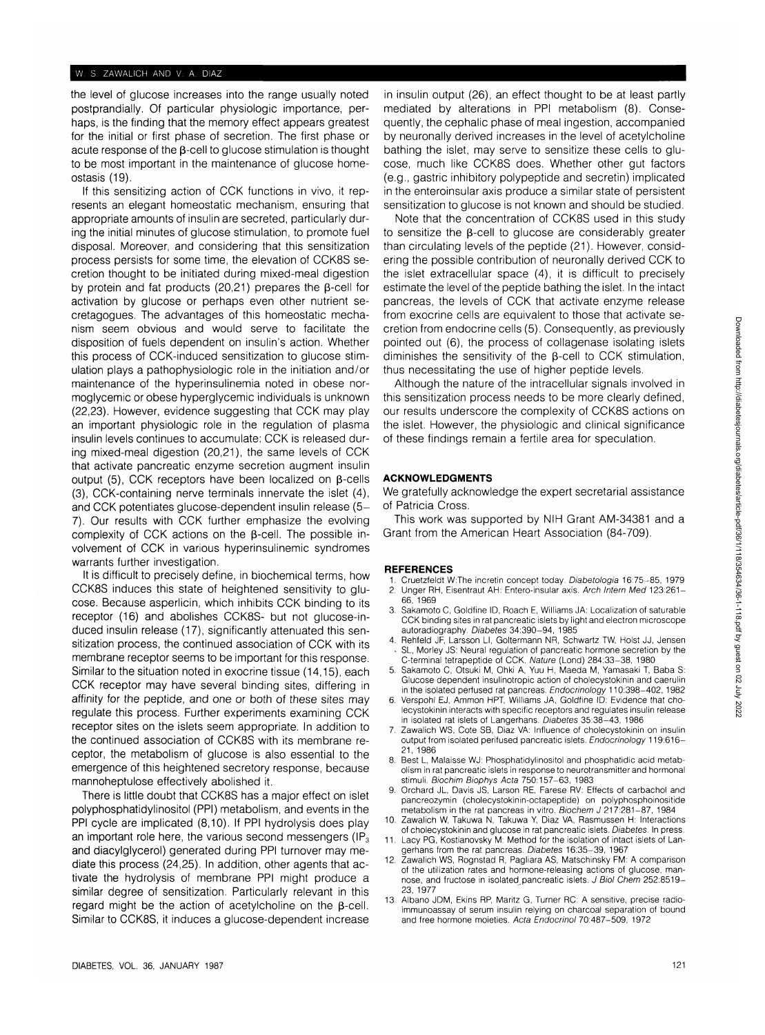the level of glucose increases into the range usually noted postprandially. Of particular physiologic importance, perhaps, is the finding that the memory effect appears greatest for the initial or first phase of secretion. The first phase or acute response of the β-cell to glucose stimulation is thought to be most important in the maintenance of glucose homeostasis (19).

If this sensitizing action of CCK functions in vivo, it represents an elegant homeostatic mechanism, ensuring that appropriate amounts of insulin are secreted, particularly during the initial minutes of glucose stimulation, to promote fuel disposal. Moreover, and considering that this sensitization process persists for some time, the elevation of CCK8S secretion thought to be initiated during mixed-meal digestion by protein and fat products (20,21) prepares the β-cell for activation by glucose or perhaps even other nutrient secretagogues. The advantages of this homeostatic mechanism seem obvious and would serve to facilitate the disposition of fuels dependent on insulin's action. Whether this process of CCK-induced sensitization to glucose stimulation plays a pathophysiologic role in the initiation and/or maintenance of the hyperinsulinemia noted in obese normoglycemic or obese hyperglycemic individuals is unknown (22,23). However, evidence suggesting that CCK may play an important physiologic role in the regulation of plasma insulin levels continues to accumulate: CCK is released during mixed-meal digestion (20,21), the same levels of CCK that activate pancreatic enzyme secretion augment insulin output (5), CCK receptors have been localized on β-cells (3), CCK-containing nerve terminals innervate the islet (4), and CCK potentiates glucose-dependent insulin release (5–7). Our results with CCK further emphasize the evolving complexity of CCK actions on the β-cell. The possible involvement of CCK in various hyperinsulinemic syndromes warrants further investigation.

It is difficult to precisely define, in biochemical terms, how CCK8S induces this state of heightened sensitivity to glucose. Because asperlicin, which inhibits CCK binding to its receptor (16) and abolishes CCK8S- but not glucose-induced insulin release (17), significantly attenuated this sensitization process, the continued association of CCK with its membrane receptor seems to be important for this response. Similar to the situation noted in exocrine tissue (14,15), each CCK receptor may have several binding sites, differing in affinity for the peptide, and one or both of these sites may regulate this process. Further experiments examining CCK receptor sites on the islets seem appropriate. In addition to the continued association of CCK8S with its membrane receptor, the metabolism of glucose is also essential to the emergence of this heightened secretory response, because mannoheptulose effectively abolished it.

There is little doubt that CCK8S has a major effect on islet polyphosphatidylinositol (PPI) metabolism, and events in the PPI cycle are implicated (8,10). If PPI hydrolysis does play an important role here, the various second messengers ($IP_3$ and diacylglycerol) generated during PPI turnover may mediate this process (24,25). In addition, other agents that activate the hydrolysis of membrane PPI might produce a similar degree of sensitization. Particularly relevant in this regard might be the action of acetylcholine on the β-cell. Similar to CCK8S, it induces a glucose-dependent increase in insulin output (26), an effect thought to be at least partly mediated by alterations in PPI metabolism (8). Consequently, the cephalic phase of meal ingestion, accompanied by neuronally derived increases in the level of acetylcholine bathing the islet, may serve to sensitize these cells to glucose, much like CCK8S does. Whether other gut factors (e.g., gastric inhibitory polypeptide and secretin) implicated in the enteroinsular axis produce a similar state of persistent sensitization to glucose is not known and should be studied.

Note that the concentration of CCK8S used in this study to sensitize the β-cell to glucose are considerably greater than circulating levels of the peptide (21). However, considering the possible contribution of neuronally derived CCK to the islet extracellular space (4), it is difficult to precisely estimate the level of the peptide bathing the islet. In the intact pancreas, the levels of CCK that activate enzyme release from exocrine cells are equivalent to those that activate secretion from endocrine cells (5). Consequently, as previously pointed out (6), the process of collagenase isolating islets diminishes the sensitivity of the β-cell to CCK stimulation, thus necessitating the use of higher peptide levels.

Although the nature of the intracellular signals involved in this sensitization process needs to be more clearly defined, our results underscore the complexity of CCK8S actions on the islet. However, the physiologic and clinical significance of these findings remain a fertile area for speculation.

## ACKNOWLEDGMENTS

We gratefully acknowledge the expert secretarial assistance of Patricia Cross.

This work was supported by NIH Grant AM-34381 and a Grant from the American Heart Association (84-709).

## REFERENCES

1. Cruetzfeldt W:The incretin concept today. *Diabetologia* 16:75–85, 1979
2. Unger RH, Eisentraut AH: Entero-insular axis. *Arch Intern Med* 123:261–66, 1969
3. Sakamoto C, Goldfine ID, Roach E, Williams JA: Localization of saturable CCK binding sites in rat pancreatic islets by light and electron microscope autoradiography. *Diabetes* 34:390–94, 1985
4. Rehfeld JF, Larsson LI, Goltermann NR, Schwartz TW, Holst JJ, Jensen SL, Morley JS: Neural regulation of pancreatic hormone secretion by the C-terminal tetrapeptide of CCK. *Nature (Lond)* 284:33–38, 1980
5. Sakamoto C, Otsuki M, Ohki A, Yuu H, Maeda M, Yamasaki T, Baba S: Glucose dependent insulinotropic action of cholecystokinin and caerulin in the isolated perfused rat pancreas. *Endocrinology* 110:398–402, 1982
6. Verspohl EJ, Ammon HPT, Williams JA, Goldfine ID: Evidence that cholecystokinin interacts with specific receptors and regulates insulin release in isolated rat islets of Langerhans. *Diabetes* 35:38–43, 1986
7. Zawalich WS, Cote SB, Diaz VA: Influence of cholecystokinin on insulin output from isolated perifused pancreatic islets. *Endocrinology* 119:616–21, 1986
8. Best L, Malaisse WJ: Phosphatidylinositol and phosphatidic acid metabolism in rat pancreatic islets in response to neurotransmitter and hormonal stimuli. *Biochim Biophys Acta* 750:157–63, 1983
9. Orchard JL, Davis JS, Larson RE, Farese RV: Effects of carbachol and pancreozymin (cholecystokinin-octapeptide) on polyphosphoinositide metabolism in the rat pancreas in vitro. *Biochem J* 217:281–87, 1984
10. Zawalich W, Takuwa N, Takuwa Y, Diaz VA, Rasmussen H: Interactions of cholecystokinin and glucose in rat pancreatic islets. *Diabetes*. In press.
11. Lacy PG, Kostianovsky M: Method for the isolation of intact islets of Langerhans from the rat pancreas. *Diabetes* 16:35–39, 1967
12. Zawalich WS, Rognstad R, Pagliara AS, Matschinsky FM: A comparison of the utilization rates and hormone-releasing actions of glucose, mannose, and fructose in isolated pancreatic islets. *J Biol Chem* 252:8519–23, 1977
13. Albano JDM, Ekins RP, Maritz G, Turner RC: A sensitive, precise radioimmunoassay of serum insulin relying on charcoal separation of bound and free hormone moieties. *Acta Endocrinol* 70:487–509, 1972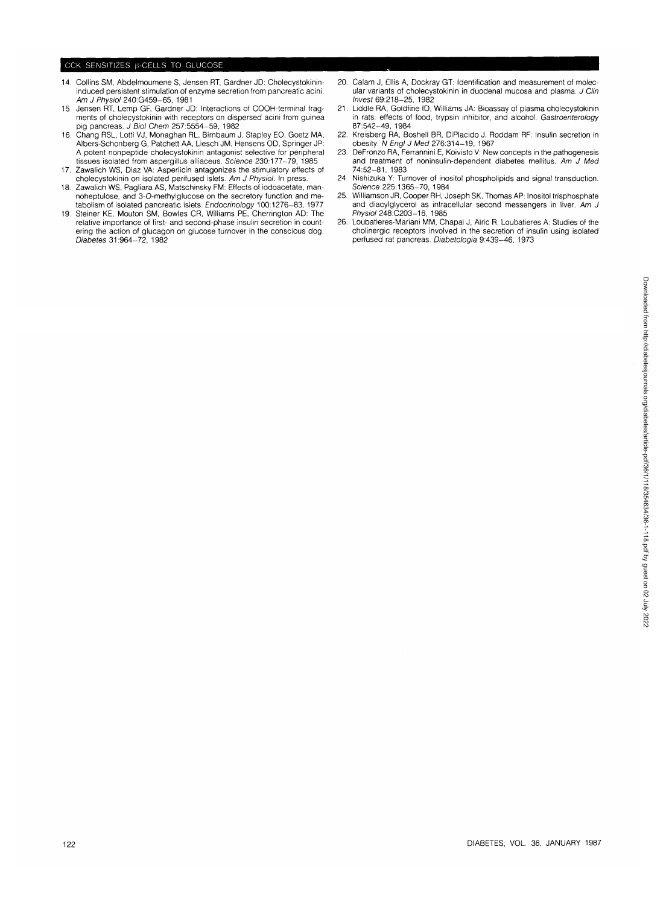14. Collins SM, Abdelmoumene S, Jensen RT, Gardner JD: Cholecystokinin-induced persistent stimulation of enzyme secretion from pancreatic acini. *Am J Physiol* 240:G459–65, 1981
15. Jensen RT, Lemp GF, Gardner JD: Interactions of COOH-terminal fragments of cholecystokinin with receptors on dispersed acini from guinea pig pancreas. *J Biol Chem* 257:5554–59, 1982
16. Chang RSL, Lotti VJ, Monaghan RL, Birnbaum J, Stapley EO, Goetz MA, Albers-Schonberg G, Patchett AA, Liesch JM, Hensens OD, Springer JP: A potent nonpeptide cholecystokinin antagonist selective for peripheral tissues isolated from aspergillus alliaceus. *Science* 230:177–79, 1985
17. Zawalich WS, Diaz VA: Asperlicin antagonizes the stimulatory effects of cholecystokinin on isolated perifused islets. *Am J Physiol*. In press.
18. Zawalich WS, Pagliara AS, Matschinsky FM: Effects of iodoacetate, mannoheptulose, and 3-O-methylglucose on the secretory function and metabolism of isolated pancreatic islets. *Endocrinology* 100:1276–83, 1977
19. Steiner KE, Mouton SM, Bowles CR, Williams PE, Cherrington AD: The relative importance of first- and second-phase insulin secretion in countering the action of glucagon on glucose turnover in the conscious dog. *Diabetes* 31:964–72, 1982
20. Calam J, Ellis A, Dockray GT: Identification and measurement of molecular variants of cholecystokinin in duodenal mucosa and plasma. *J Clin Invest* 69:218–25, 1982
21. Liddle RA, Goldfine ID, Williams JA: Bioassay of plasma cholecystokinin in rats: effects of food, trypsin inhibitor, and alcohol. *Gastroenterology* 87:542–49, 1984
22. Kreisberg RA, Boshell BR, DiPlacido J, Roddam RF: Insulin secretion in obesity. *N Engl J Med* 276:314–19, 1967
23. DeFronzo RA, Ferrannini E, Koivisto V: New concepts in the pathogenesis and treatment of noninsulin-dependent diabetes mellitus. *Am J Med* 74:52–81, 1983
24. Nishizuka Y: Turnover of inositol phospholipids and signal transduction. *Science* 225:1365–70, 1984
25. Williamson JR, Cooper RH, Joseph SK, Thomas AP: Inositol trisphosphate and diacylglycerol as intracellular second messengers in liver. *Am J Physiol* 248:C203–16, 1985
26. Loubatieres-Mariani MM, Chapal J, Alric R, Loubatieres A: Studies of the cholinergic receptors involved in the secretion of insulin using isolated perfused rat pancreas. *Diabetologia* 9:439–46, 1973